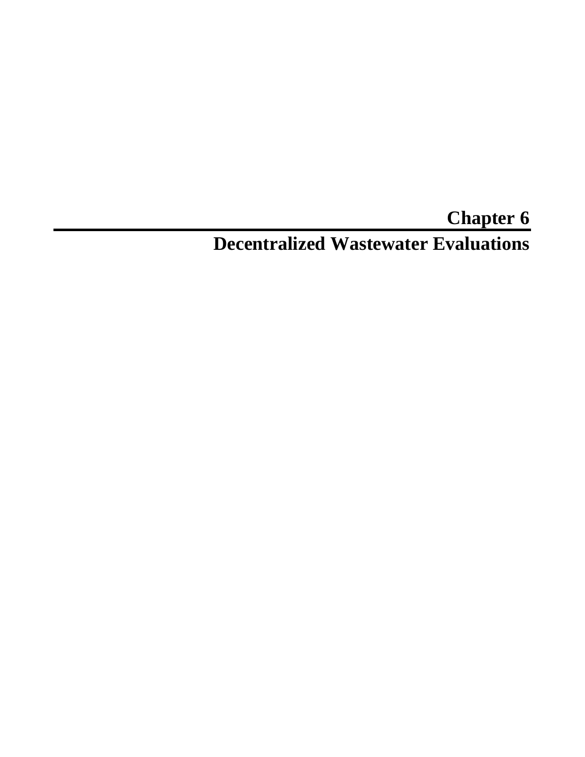# Chapter 6

# Decentralized Wastewater Evaluations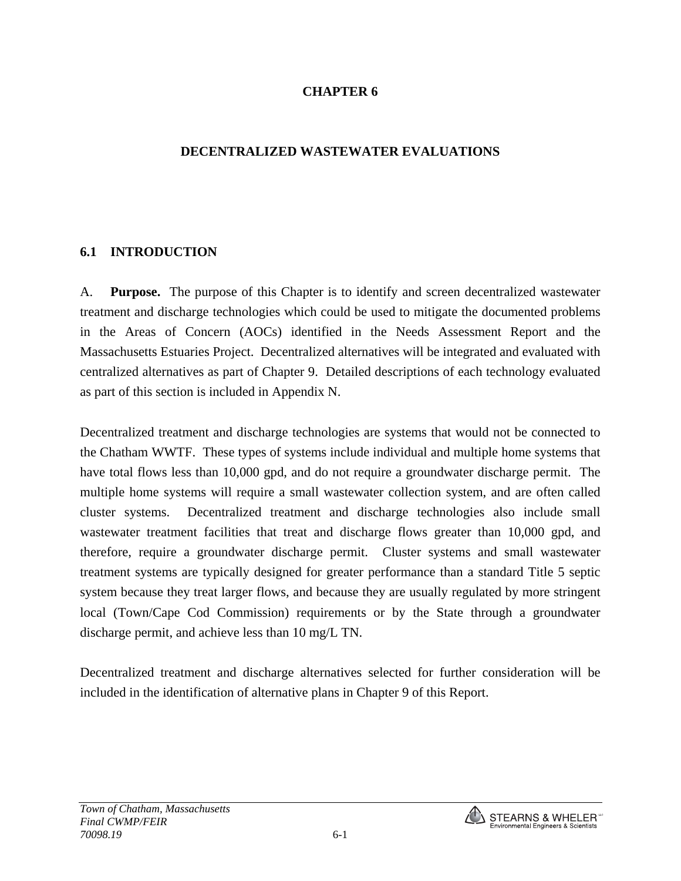# CHAPTER 6

# DECENTRALIZED WASTEWATER EVALUATIONS

## 6.1 INTRODUCTION

A. **Purpose.** The purpose of this Chapter is to identify and screen decentralized wastewater treatment and discharge technologies which could be used to mitigate the documented problems in the Areas of Concern (AOCs) identified in the Needs Assessment Report and the Massachusetts Estuaries Project. Decentralized alternatives will be integrated and evaluated with centralized alternatives as part of Chapter 9. Detailed descriptions of each technology evaluated as part of this section is included in Appendix N.

Decentralized treatment and discharge technologies are systems that would not be connected to the Chatham WWTF. These types of systems include individual and multiple home systems that have total flows less than 10,000 gpd, and do not require a groundwater discharge permit. The multiple home systems will require a small wastewater collection system, and are often called cluster systems. Decentralized treatment and discharge technologies also include small wastewater treatment facilities that treat and discharge flows greater than 10,000 gpd, and therefore, require a groundwater discharge permit. Cluster systems and small wastewater treatment systems are typically designed for greater performance than a standard Title 5 septic system because they treat larger flows, and because they are usually regulated by more stringent local (Town/Cape Cod Commission) requirements or by the State through a groundwater discharge permit, and achieve less than 10 mg/L TN.

Decentralized treatment and discharge alternatives selected for further consideration will be included in the identification of alternative plans in Chapter 9 of this Report.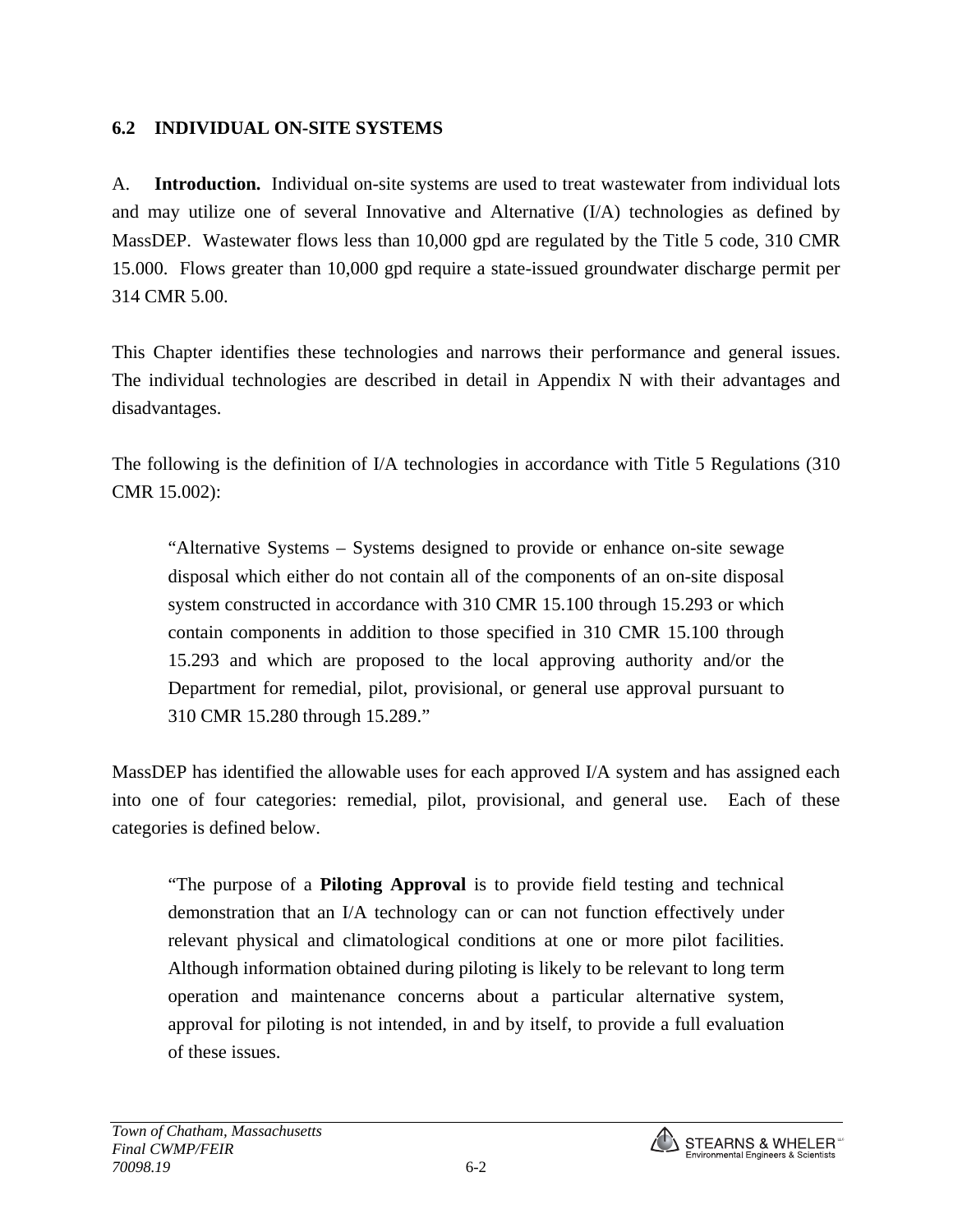## 6.2 INDIVIDUAL ON-SITE SYSTEMS

A. **Introduction.** Individual on-site systems are used to treat wastewater from individual lots and may utilize one of several Innovative and Alternative (I/A) technologies as defined by MassDEP. Wastewater flows less than 10,000 gpd are regulated by the Title 5 code, 310 CMR 15.000. Flows greater than 10,000 gpd require a state-issued groundwater discharge permit per 314 CMR 5.00.

This Chapter identifies these technologies and narrows their performance and general issues. The individual technologies are described in detail in Appendix N with their advantages and disadvantages.

The following is the definition of I/A technologies in accordance with Title 5 Regulations (310 CMR 15.002):

> "Alternative Systems – Systems designed to provide or enhance on-site sewage disposal which either do not contain all of the components of an on-site disposal system constructed in accordance with 310 CMR 15.100 through 15.293 or which contain components in addition to those specified in 310 CMR 15.100 through 15.293 and which are proposed to the local approving authority and/or the Department for remedial, pilot, provisional, or general use approval pursuant to 310 CMR 15.280 through 15.289."

MassDEP has identified the allowable uses for each approved I/A system and has assigned each into one of four categories: remedial, pilot, provisional, and general use. Each of these categories is defined below.

> "The purpose of a **Piloting Approval** is to provide field testing and technical demonstration that an I/A technology can or can not function effectively under relevant physical and climatological conditions at one or more pilot facilities. Although information obtained during piloting is likely to be relevant to long term operation and maintenance concerns about a particular alternative system, approval for piloting is not intended, in and by itself, to provide a full evaluation of these issues.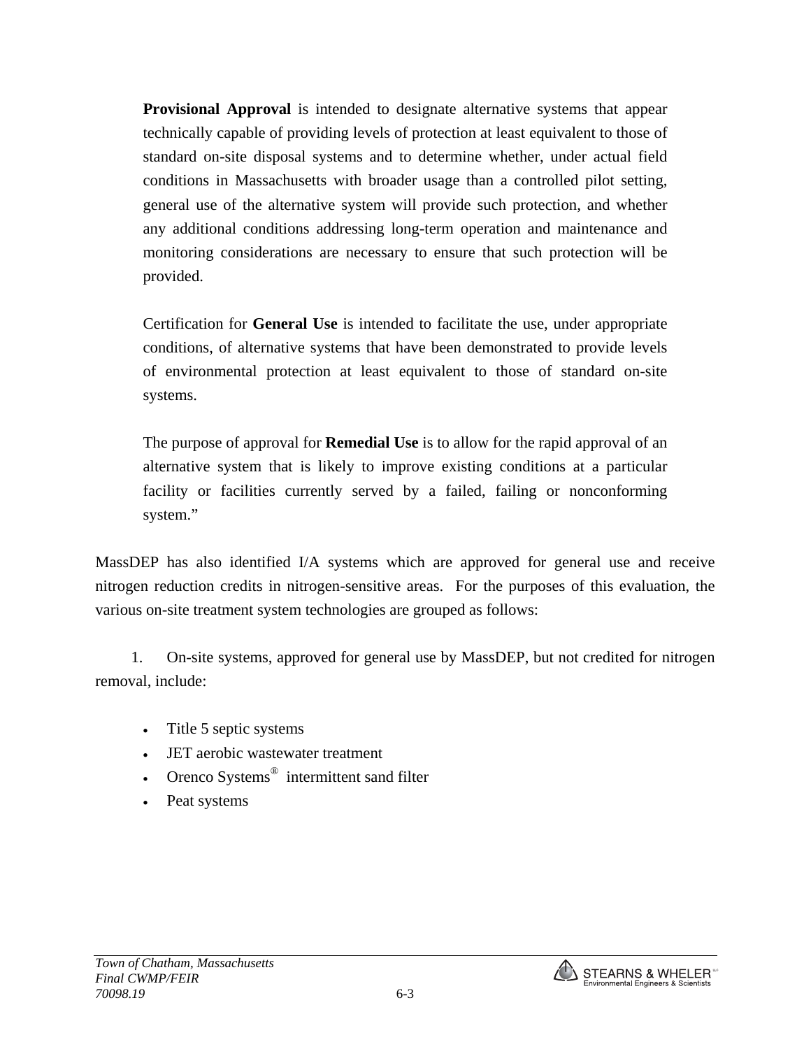> **Provisional Approval** is intended to designate alternative systems that appear technically capable of providing levels of protection at least equivalent to those of standard on-site disposal systems and to determine whether, under actual field conditions in Massachusetts with broader usage than a controlled pilot setting, general use of the alternative system will provide such protection, and whether any additional conditions addressing long-term operation and maintenance and monitoring considerations are necessary to ensure that such protection will be provided.
>
> Certification for **General Use** is intended to facilitate the use, under appropriate conditions, of alternative systems that have been demonstrated to provide levels of environmental protection at least equivalent to those of standard on-site systems.
>
> The purpose of approval for **Remedial Use** is to allow for the rapid approval of an alternative system that is likely to improve existing conditions at a particular facility or facilities currently served by a failed, failing or nonconforming system."

MassDEP has also identified I/A systems which are approved for general use and receive nitrogen reduction credits in nitrogen-sensitive areas. For the purposes of this evaluation, the various on-site treatment system technologies are grouped as follows:

1. On-site systems, approved for general use by MassDEP, but not credited for nitrogen removal, include:

   - Title 5 septic systems
   - JET aerobic wastewater treatment
   - Orenco Systems® intermittent sand filter
   - Peat systems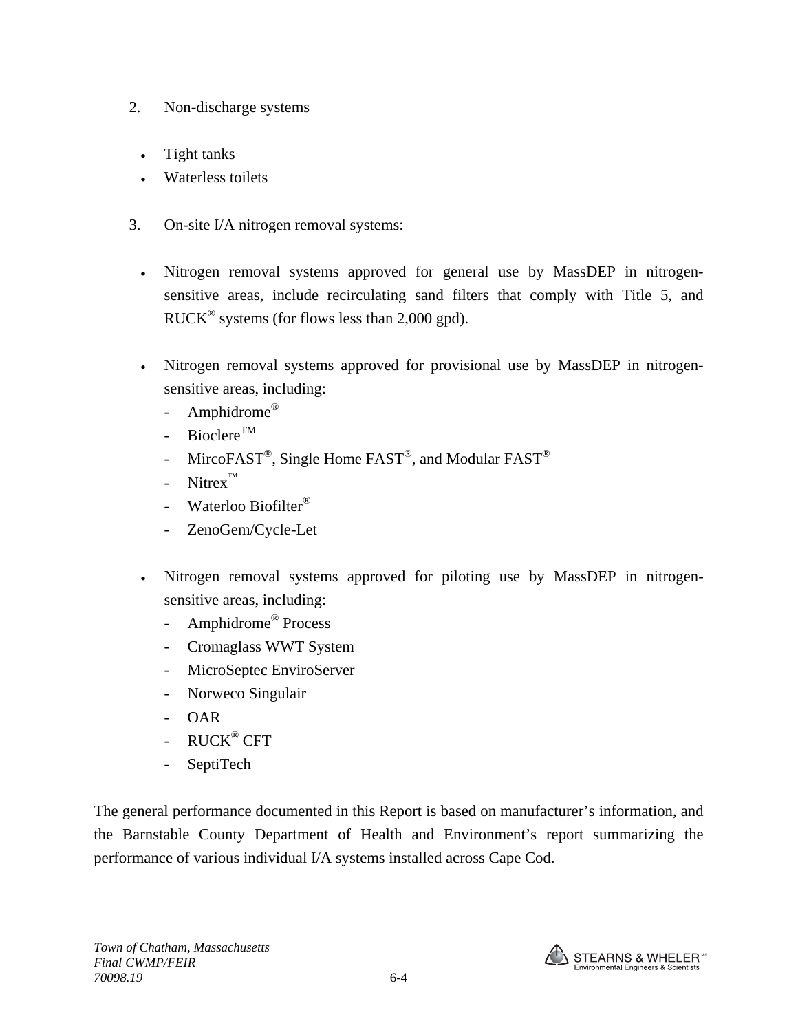2. Non-discharge systems

- Tight tanks
- Waterless toilets

3. On-site I/A nitrogen removal systems:

- Nitrogen removal systems approved for general use by MassDEP in nitrogen-sensitive areas, include recirculating sand filters that comply with Title 5, and RUCK® systems (for flows less than 2,000 gpd).

- Nitrogen removal systems approved for provisional use by MassDEP in nitrogen-sensitive areas, including:
  - Amphidrome®
  - Bioclere™
  - MircoFAST®, Single Home FAST®, and Modular FAST®
  - Nitrex™
  - Waterloo Biofilter®
  - ZenoGem/Cycle-Let

- Nitrogen removal systems approved for piloting use by MassDEP in nitrogen-sensitive areas, including:
  - Amphidrome® Process
  - Cromaglass WWT System
  - MicroSeptec EnviroServer
  - Norweco Singulair
  - OAR
  - RUCK® CFT
  - SeptiTech

The general performance documented in this Report is based on manufacturer's information, and the Barnstable County Department of Health and Environment's report summarizing the performance of various individual I/A systems installed across Cape Cod.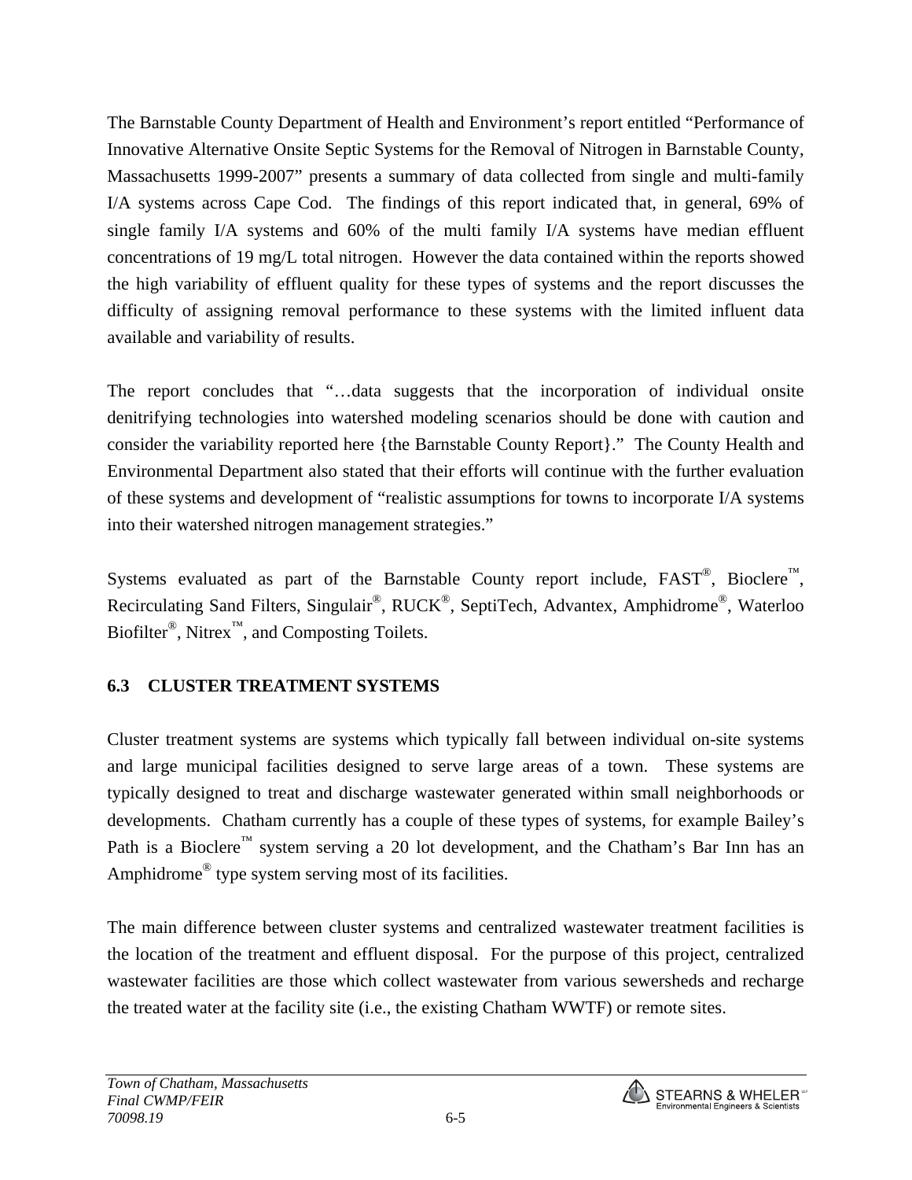The Barnstable County Department of Health and Environment's report entitled "Performance of Innovative Alternative Onsite Septic Systems for the Removal of Nitrogen in Barnstable County, Massachusetts 1999-2007" presents a summary of data collected from single and multi-family I/A systems across Cape Cod. The findings of this report indicated that, in general, 69% of single family I/A systems and 60% of the multi family I/A systems have median effluent concentrations of 19 mg/L total nitrogen. However the data contained within the reports showed the high variability of effluent quality for these types of systems and the report discusses the difficulty of assigning removal performance to these systems with the limited influent data available and variability of results.

The report concludes that "…data suggests that the incorporation of individual onsite denitrifying technologies into watershed modeling scenarios should be done with caution and consider the variability reported here {the Barnstable County Report}." The County Health and Environmental Department also stated that their efforts will continue with the further evaluation of these systems and development of "realistic assumptions for towns to incorporate I/A systems into their watershed nitrogen management strategies."

Systems evaluated as part of the Barnstable County report include, FAST®, Bioclere™, Recirculating Sand Filters, Singulair®, RUCK®, SeptiTech, Advantex, Amphidrome®, Waterloo Biofilter®, Nitrex™, and Composting Toilets.

## 6.3 CLUSTER TREATMENT SYSTEMS

Cluster treatment systems are systems which typically fall between individual on-site systems and large municipal facilities designed to serve large areas of a town. These systems are typically designed to treat and discharge wastewater generated within small neighborhoods or developments. Chatham currently has a couple of these types of systems, for example Bailey's Path is a Bioclere™ system serving a 20 lot development, and the Chatham's Bar Inn has an Amphidrome® type system serving most of its facilities.

The main difference between cluster systems and centralized wastewater treatment facilities is the location of the treatment and effluent disposal. For the purpose of this project, centralized wastewater facilities are those which collect wastewater from various sewersheds and recharge the treated water at the facility site (i.e., the existing Chatham WWTF) or remote sites.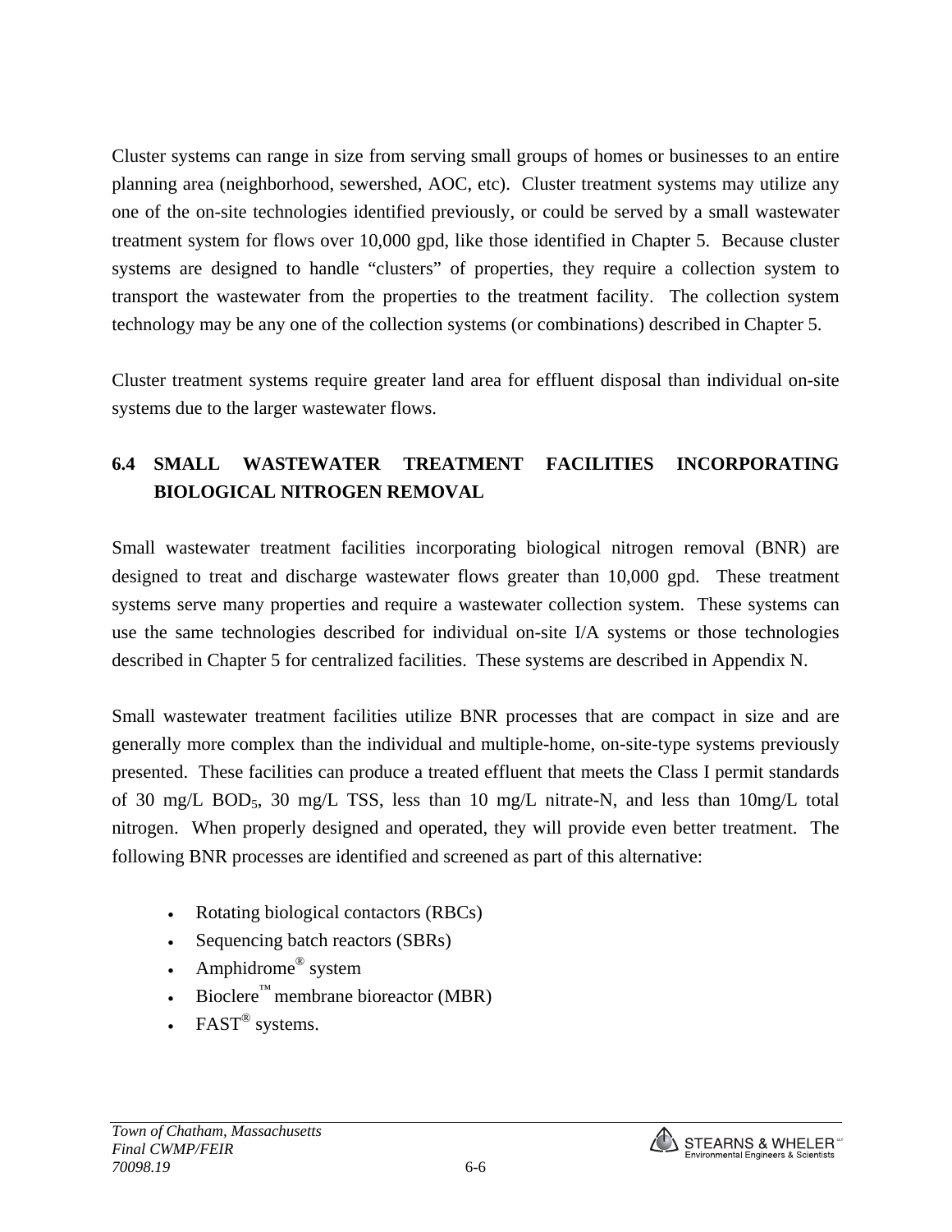Cluster systems can range in size from serving small groups of homes or businesses to an entire planning area (neighborhood, sewershed, AOC, etc). Cluster treatment systems may utilize any one of the on-site technologies identified previously, or could be served by a small wastewater treatment system for flows over 10,000 gpd, like those identified in Chapter 5. Because cluster systems are designed to handle "clusters" of properties, they require a collection system to transport the wastewater from the properties to the treatment facility. The collection system technology may be any one of the collection systems (or combinations) described in Chapter 5.

Cluster treatment systems require greater land area for effluent disposal than individual on-site systems due to the larger wastewater flows.

## 6.4 SMALL WASTEWATER TREATMENT FACILITIES INCORPORATING BIOLOGICAL NITROGEN REMOVAL

Small wastewater treatment facilities incorporating biological nitrogen removal (BNR) are designed to treat and discharge wastewater flows greater than 10,000 gpd. These treatment systems serve many properties and require a wastewater collection system. These systems can use the same technologies described for individual on-site I/A systems or those technologies described in Chapter 5 for centralized facilities. These systems are described in Appendix N.

Small wastewater treatment facilities utilize BNR processes that are compact in size and are generally more complex than the individual and multiple-home, on-site-type systems previously presented. These facilities can produce a treated effluent that meets the Class I permit standards of 30 mg/L $BOD_5$, 30 mg/L TSS, less than 10 mg/L nitrate-N, and less than 10mg/L total nitrogen. When properly designed and operated, they will provide even better treatment. The following BNR processes are identified and screened as part of this alternative:

- Rotating biological contactors (RBCs)
- Sequencing batch reactors (SBRs)
- Amphidrome® system
- Bioclere™ membrane bioreactor (MBR)
- FAST® systems.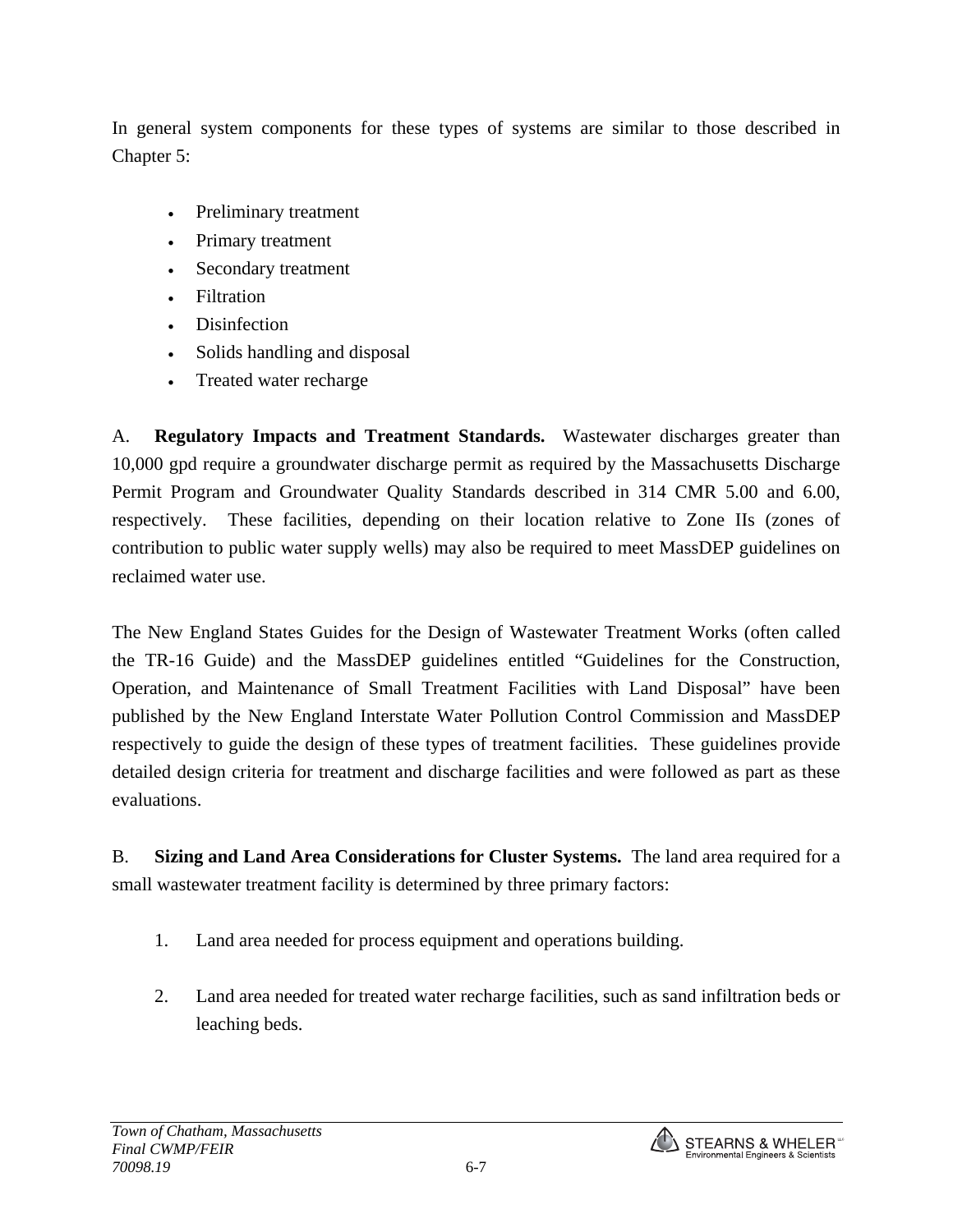In general system components for these types of systems are similar to those described in Chapter 5:

- Preliminary treatment
- Primary treatment
- Secondary treatment
- Filtration
- Disinfection
- Solids handling and disposal
- Treated water recharge

A. **Regulatory Impacts and Treatment Standards.** Wastewater discharges greater than 10,000 gpd require a groundwater discharge permit as required by the Massachusetts Discharge Permit Program and Groundwater Quality Standards described in 314 CMR 5.00 and 6.00, respectively. These facilities, depending on their location relative to Zone IIs (zones of contribution to public water supply wells) may also be required to meet MassDEP guidelines on reclaimed water use.

The New England States Guides for the Design of Wastewater Treatment Works (often called the TR-16 Guide) and the MassDEP guidelines entitled "Guidelines for the Construction, Operation, and Maintenance of Small Treatment Facilities with Land Disposal" have been published by the New England Interstate Water Pollution Control Commission and MassDEP respectively to guide the design of these types of treatment facilities. These guidelines provide detailed design criteria for treatment and discharge facilities and were followed as part as these evaluations.

B. **Sizing and Land Area Considerations for Cluster Systems.** The land area required for a small wastewater treatment facility is determined by three primary factors:

1. Land area needed for process equipment and operations building.

2. Land area needed for treated water recharge facilities, such as sand infiltration beds or leaching beds.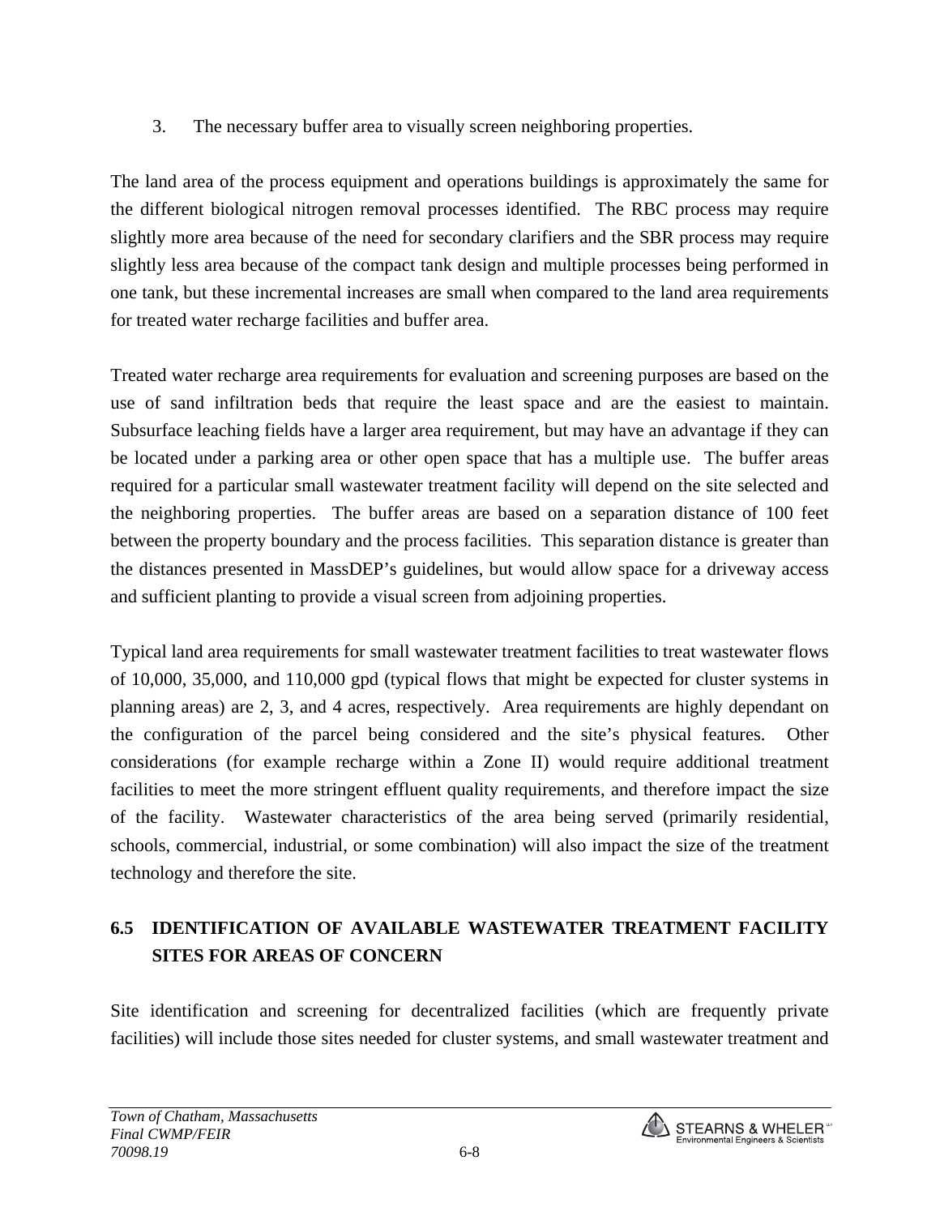3. The necessary buffer area to visually screen neighboring properties.

The land area of the process equipment and operations buildings is approximately the same for the different biological nitrogen removal processes identified. The RBC process may require slightly more area because of the need for secondary clarifiers and the SBR process may require slightly less area because of the compact tank design and multiple processes being performed in one tank, but these incremental increases are small when compared to the land area requirements for treated water recharge facilities and buffer area.

Treated water recharge area requirements for evaluation and screening purposes are based on the use of sand infiltration beds that require the least space and are the easiest to maintain. Subsurface leaching fields have a larger area requirement, but may have an advantage if they can be located under a parking area or other open space that has a multiple use. The buffer areas required for a particular small wastewater treatment facility will depend on the site selected and the neighboring properties. The buffer areas are based on a separation distance of 100 feet between the property boundary and the process facilities. This separation distance is greater than the distances presented in MassDEP's guidelines, but would allow space for a driveway access and sufficient planting to provide a visual screen from adjoining properties.

Typical land area requirements for small wastewater treatment facilities to treat wastewater flows of 10,000, 35,000, and 110,000 gpd (typical flows that might be expected for cluster systems in planning areas) are 2, 3, and 4 acres, respectively. Area requirements are highly dependant on the configuration of the parcel being considered and the site's physical features. Other considerations (for example recharge within a Zone II) would require additional treatment facilities to meet the more stringent effluent quality requirements, and therefore impact the size of the facility. Wastewater characteristics of the area being served (primarily residential, schools, commercial, industrial, or some combination) will also impact the size of the treatment technology and therefore the site.

## 6.5 IDENTIFICATION OF AVAILABLE WASTEWATER TREATMENT FACILITY SITES FOR AREAS OF CONCERN

Site identification and screening for decentralized facilities (which are frequently private facilities) will include those sites needed for cluster systems, and small wastewater treatment and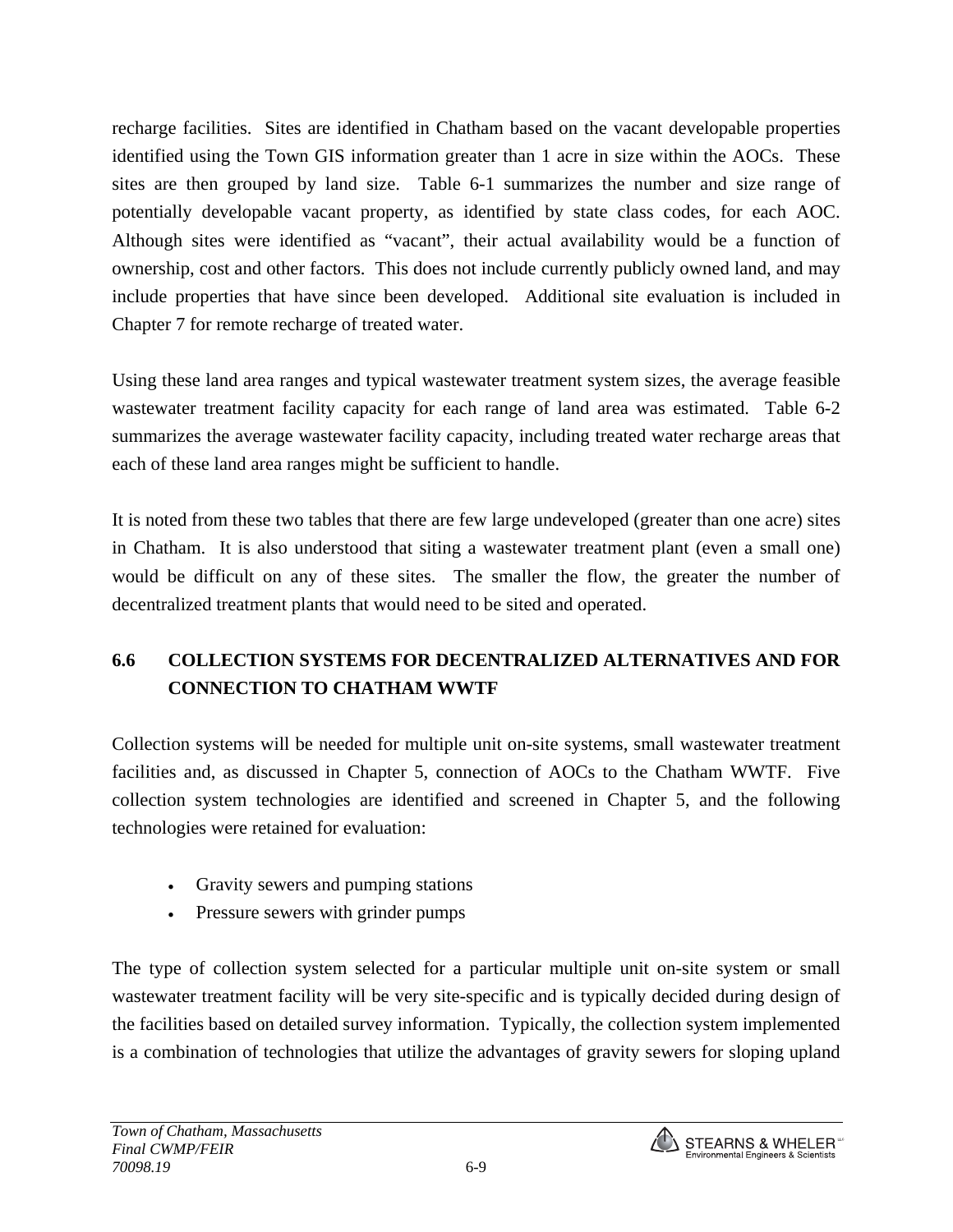recharge facilities. Sites are identified in Chatham based on the vacant developable properties identified using the Town GIS information greater than 1 acre in size within the AOCs. These sites are then grouped by land size. Table 6-1 summarizes the number and size range of potentially developable vacant property, as identified by state class codes, for each AOC. Although sites were identified as "vacant", their actual availability would be a function of ownership, cost and other factors. This does not include currently publicly owned land, and may include properties that have since been developed. Additional site evaluation is included in Chapter 7 for remote recharge of treated water.

Using these land area ranges and typical wastewater treatment system sizes, the average feasible wastewater treatment facility capacity for each range of land area was estimated. Table 6-2 summarizes the average wastewater facility capacity, including treated water recharge areas that each of these land area ranges might be sufficient to handle.

It is noted from these two tables that there are few large undeveloped (greater than one acre) sites in Chatham. It is also understood that siting a wastewater treatment plant (even a small one) would be difficult on any of these sites. The smaller the flow, the greater the number of decentralized treatment plants that would need to be sited and operated.

## 6.6 COLLECTION SYSTEMS FOR DECENTRALIZED ALTERNATIVES AND FOR CONNECTION TO CHATHAM WWTF

Collection systems will be needed for multiple unit on-site systems, small wastewater treatment facilities and, as discussed in Chapter 5, connection of AOCs to the Chatham WWTF. Five collection system technologies are identified and screened in Chapter 5, and the following technologies were retained for evaluation:

- Gravity sewers and pumping stations
- Pressure sewers with grinder pumps

The type of collection system selected for a particular multiple unit on-site system or small wastewater treatment facility will be very site-specific and is typically decided during design of the facilities based on detailed survey information. Typically, the collection system implemented is a combination of technologies that utilize the advantages of gravity sewers for sloping upland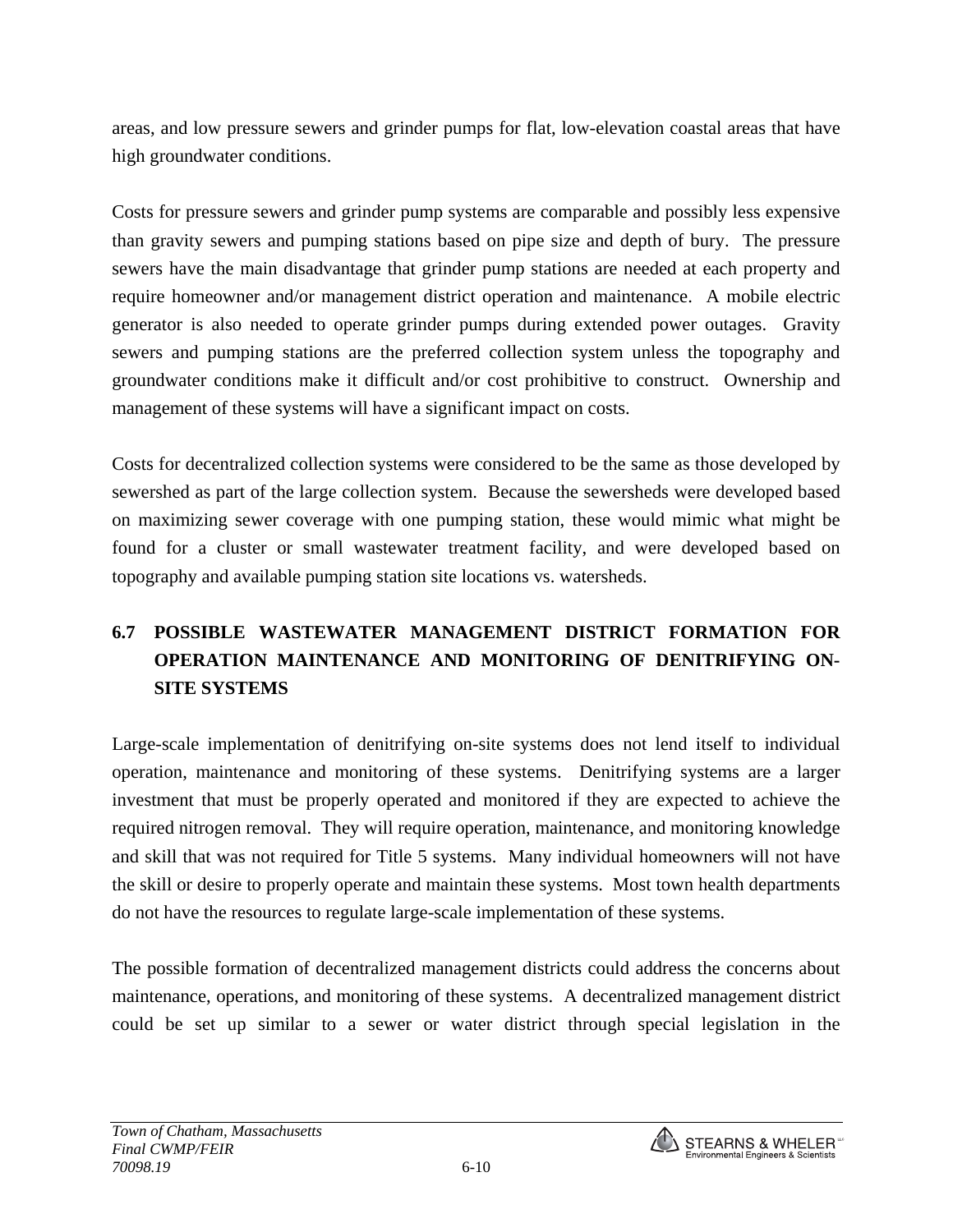areas, and low pressure sewers and grinder pumps for flat, low-elevation coastal areas that have high groundwater conditions.

Costs for pressure sewers and grinder pump systems are comparable and possibly less expensive than gravity sewers and pumping stations based on pipe size and depth of bury. The pressure sewers have the main disadvantage that grinder pump stations are needed at each property and require homeowner and/or management district operation and maintenance. A mobile electric generator is also needed to operate grinder pumps during extended power outages. Gravity sewers and pumping stations are the preferred collection system unless the topography and groundwater conditions make it difficult and/or cost prohibitive to construct. Ownership and management of these systems will have a significant impact on costs.

Costs for decentralized collection systems were considered to be the same as those developed by sewershed as part of the large collection system. Because the sewersheds were developed based on maximizing sewer coverage with one pumping station, these would mimic what might be found for a cluster or small wastewater treatment facility, and were developed based on topography and available pumping station site locations vs. watersheds.

## 6.7 POSSIBLE WASTEWATER MANAGEMENT DISTRICT FORMATION FOR OPERATION MAINTENANCE AND MONITORING OF DENITRIFYING ON-SITE SYSTEMS

Large-scale implementation of denitrifying on-site systems does not lend itself to individual operation, maintenance and monitoring of these systems. Denitrifying systems are a larger investment that must be properly operated and monitored if they are expected to achieve the required nitrogen removal. They will require operation, maintenance, and monitoring knowledge and skill that was not required for Title 5 systems. Many individual homeowners will not have the skill or desire to properly operate and maintain these systems. Most town health departments do not have the resources to regulate large-scale implementation of these systems.

The possible formation of decentralized management districts could address the concerns about maintenance, operations, and monitoring of these systems. A decentralized management district could be set up similar to a sewer or water district through special legislation in the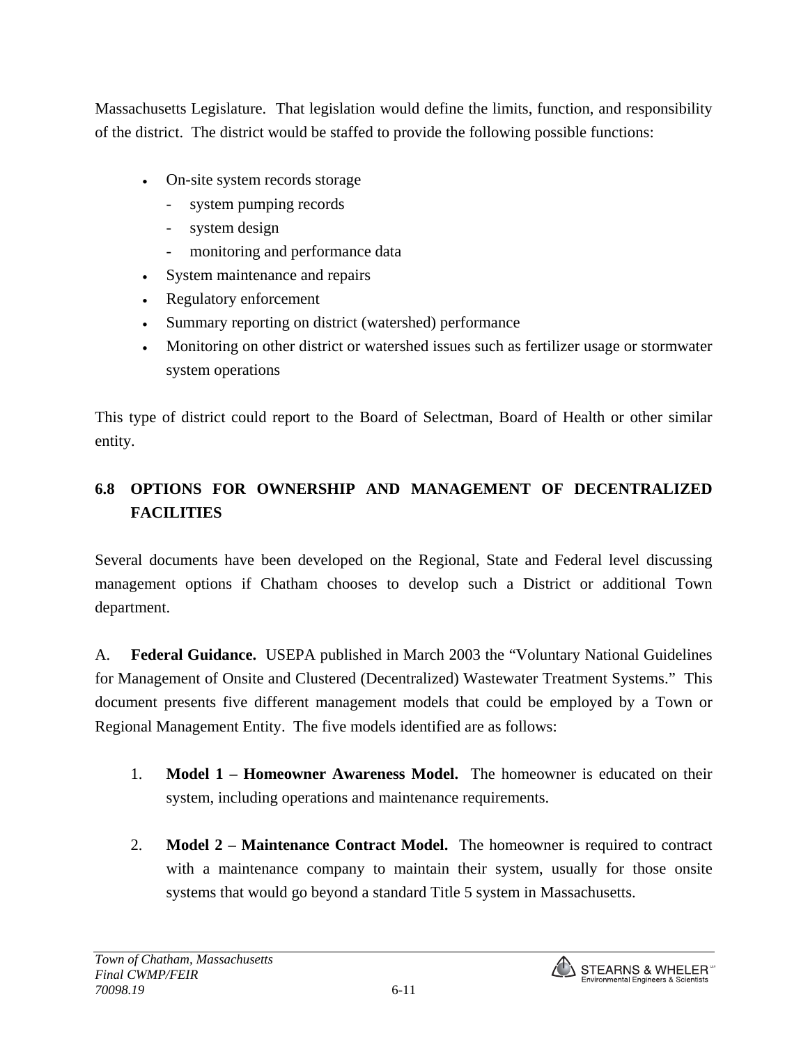Massachusetts Legislature. That legislation would define the limits, function, and responsibility of the district. The district would be staffed to provide the following possible functions:

- On-site system records storage
  - system pumping records
  - system design
  - monitoring and performance data
- System maintenance and repairs
- Regulatory enforcement
- Summary reporting on district (watershed) performance
- Monitoring on other district or watershed issues such as fertilizer usage or stormwater system operations

This type of district could report to the Board of Selectman, Board of Health or other similar entity.

## 6.8 OPTIONS FOR OWNERSHIP AND MANAGEMENT OF DECENTRALIZED FACILITIES

Several documents have been developed on the Regional, State and Federal level discussing management options if Chatham chooses to develop such a District or additional Town department.

A. **Federal Guidance.** USEPA published in March 2003 the "Voluntary National Guidelines for Management of Onsite and Clustered (Decentralized) Wastewater Treatment Systems." This document presents five different management models that could be employed by a Town or Regional Management Entity. The five models identified are as follows:

1. **Model 1 – Homeowner Awareness Model.** The homeowner is educated on their system, including operations and maintenance requirements.

2. **Model 2 – Maintenance Contract Model.** The homeowner is required to contract with a maintenance company to maintain their system, usually for those onsite systems that would go beyond a standard Title 5 system in Massachusetts.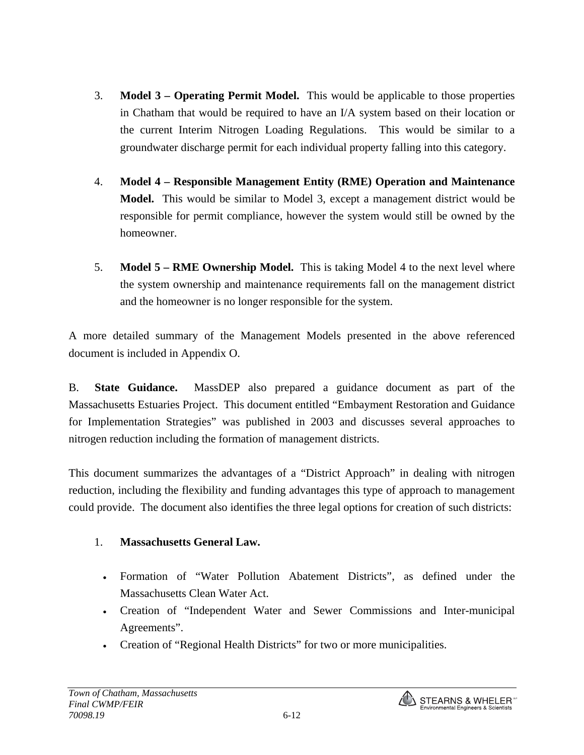3. **Model 3 – Operating Permit Model.** This would be applicable to those properties in Chatham that would be required to have an I/A system based on their location or the current Interim Nitrogen Loading Regulations. This would be similar to a groundwater discharge permit for each individual property falling into this category.

4. **Model 4 – Responsible Management Entity (RME) Operation and Maintenance Model.** This would be similar to Model 3, except a management district would be responsible for permit compliance, however the system would still be owned by the homeowner.

5. **Model 5 – RME Ownership Model.** This is taking Model 4 to the next level where the system ownership and maintenance requirements fall on the management district and the homeowner is no longer responsible for the system.

A more detailed summary of the Management Models presented in the above referenced document is included in Appendix O.

B. **State Guidance.** MassDEP also prepared a guidance document as part of the Massachusetts Estuaries Project. This document entitled "Embayment Restoration and Guidance for Implementation Strategies" was published in 2003 and discusses several approaches to nitrogen reduction including the formation of management districts.

This document summarizes the advantages of a "District Approach" in dealing with nitrogen reduction, including the flexibility and funding advantages this type of approach to management could provide. The document also identifies the three legal options for creation of such districts:

1. **Massachusetts General Law.**

   - Formation of "Water Pollution Abatement Districts", as defined under the Massachusetts Clean Water Act.
   - Creation of "Independent Water and Sewer Commissions and Inter-municipal Agreements".
   - Creation of "Regional Health Districts" for two or more municipalities.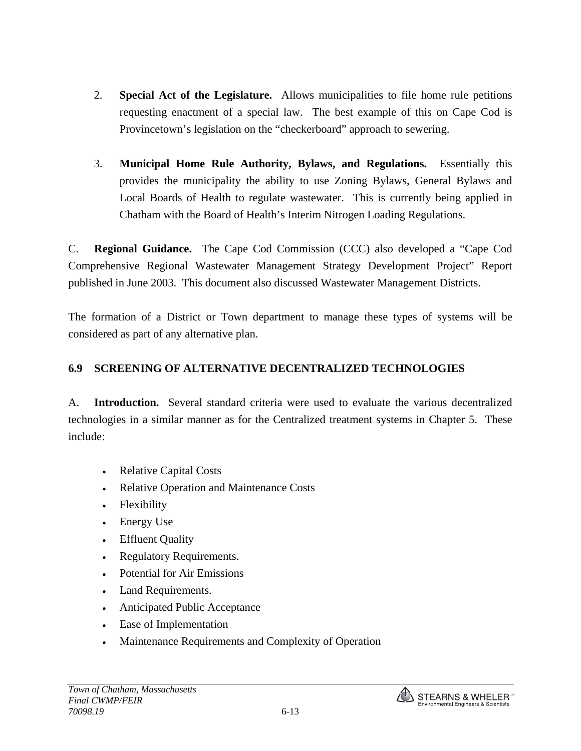2. **Special Act of the Legislature.** Allows municipalities to file home rule petitions requesting enactment of a special law. The best example of this on Cape Cod is Provincetown's legislation on the "checkerboard" approach to sewering.

3. **Municipal Home Rule Authority, Bylaws, and Regulations.** Essentially this provides the municipality the ability to use Zoning Bylaws, General Bylaws and Local Boards of Health to regulate wastewater. This is currently being applied in Chatham with the Board of Health's Interim Nitrogen Loading Regulations.

C. **Regional Guidance.** The Cape Cod Commission (CCC) also developed a "Cape Cod Comprehensive Regional Wastewater Management Strategy Development Project" Report published in June 2003. This document also discussed Wastewater Management Districts.

The formation of a District or Town department to manage these types of systems will be considered as part of any alternative plan.

## 6.9 SCREENING OF ALTERNATIVE DECENTRALIZED TECHNOLOGIES

A. **Introduction.** Several standard criteria were used to evaluate the various decentralized technologies in a similar manner as for the Centralized treatment systems in Chapter 5. These include:

- Relative Capital Costs
- Relative Operation and Maintenance Costs
- Flexibility
- Energy Use
- Effluent Quality
- Regulatory Requirements.
- Potential for Air Emissions
- Land Requirements.
- Anticipated Public Acceptance
- Ease of Implementation
- Maintenance Requirements and Complexity of Operation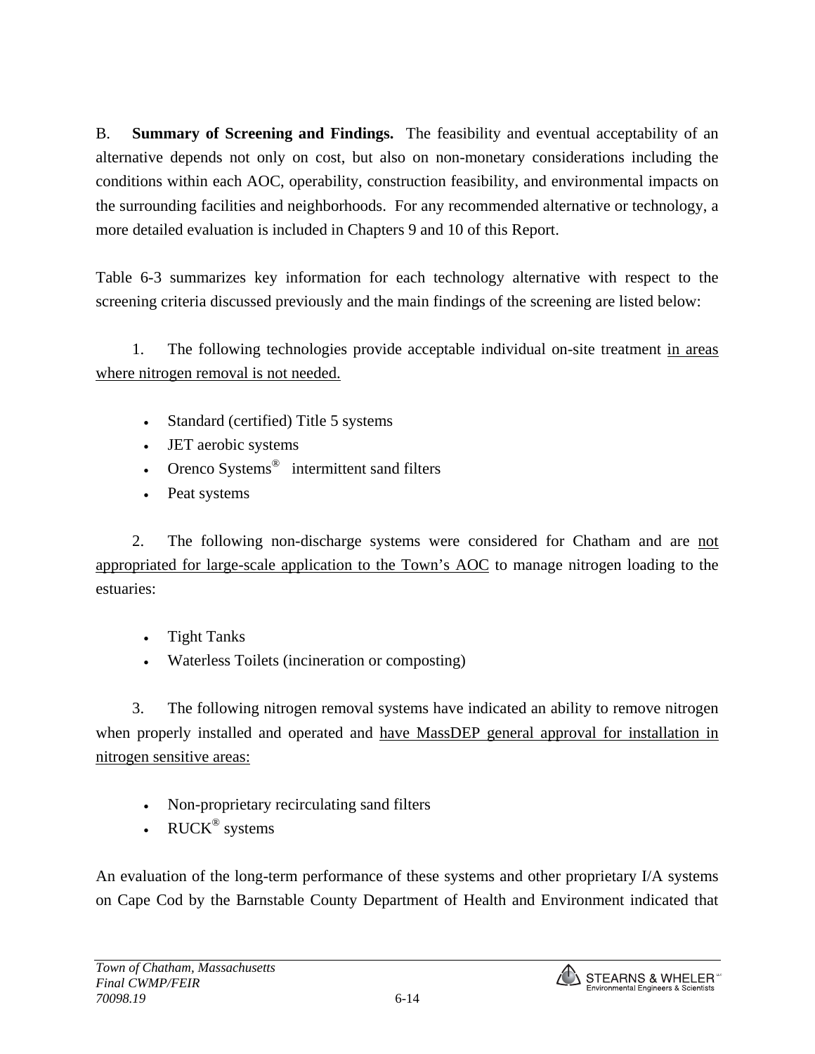B. **Summary of Screening and Findings.** The feasibility and eventual acceptability of an alternative depends not only on cost, but also on non-monetary considerations including the conditions within each AOC, operability, construction feasibility, and environmental impacts on the surrounding facilities and neighborhoods. For any recommended alternative or technology, a more detailed evaluation is included in Chapters 9 and 10 of this Report.

Table 6-3 summarizes key information for each technology alternative with respect to the screening criteria discussed previously and the main findings of the screening are listed below:

1. The following technologies provide acceptable individual on-site treatment <u>in areas where nitrogen removal is not needed.</u>

- Standard (certified) Title 5 systems
- JET aerobic systems
- Orenco Systems® intermittent sand filters
- Peat systems

2. The following non-discharge systems were considered for Chatham and are <u>not appropriated for large-scale application to the Town's AOC</u> to manage nitrogen loading to the estuaries:

- Tight Tanks
- Waterless Toilets (incineration or composting)

3. The following nitrogen removal systems have indicated an ability to remove nitrogen when properly installed and operated and <u>have MassDEP general approval for installation in nitrogen sensitive areas:</u>

- Non-proprietary recirculating sand filters
- RUCK® systems

An evaluation of the long-term performance of these systems and other proprietary I/A systems on Cape Cod by the Barnstable County Department of Health and Environment indicated that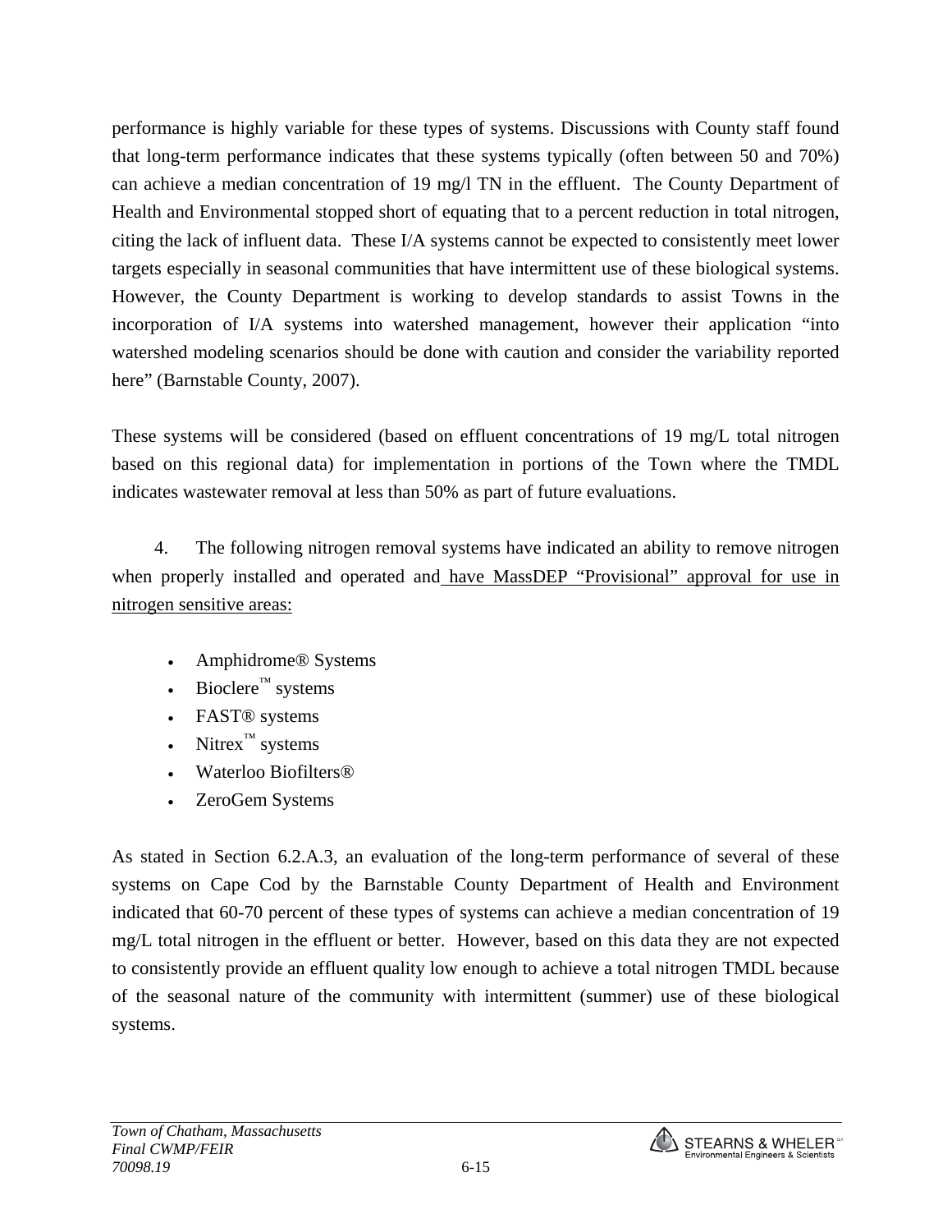performance is highly variable for these types of systems. Discussions with County staff found that long-term performance indicates that these systems typically (often between 50 and 70%) can achieve a median concentration of 19 mg/l TN in the effluent. The County Department of Health and Environmental stopped short of equating that to a percent reduction in total nitrogen, citing the lack of influent data. These I/A systems cannot be expected to consistently meet lower targets especially in seasonal communities that have intermittent use of these biological systems. However, the County Department is working to develop standards to assist Towns in the incorporation of I/A systems into watershed management, however their application "into watershed modeling scenarios should be done with caution and consider the variability reported here" (Barnstable County, 2007).

These systems will be considered (based on effluent concentrations of 19 mg/L total nitrogen based on this regional data) for implementation in portions of the Town where the TMDL indicates wastewater removal at less than 50% as part of future evaluations.

4. The following nitrogen removal systems have indicated an ability to remove nitrogen when properly installed and operated and <u>have MassDEP "Provisional" approval for use in nitrogen sensitive areas:</u>

- Amphidrome® Systems
- Bioclere™ systems
- FAST® systems
- Nitrex™ systems
- Waterloo Biofilters®
- ZeroGem Systems

As stated in Section 6.2.A.3, an evaluation of the long-term performance of several of these systems on Cape Cod by the Barnstable County Department of Health and Environment indicated that 60-70 percent of these types of systems can achieve a median concentration of 19 mg/L total nitrogen in the effluent or better. However, based on this data they are not expected to consistently provide an effluent quality low enough to achieve a total nitrogen TMDL because of the seasonal nature of the community with intermittent (summer) use of these biological systems.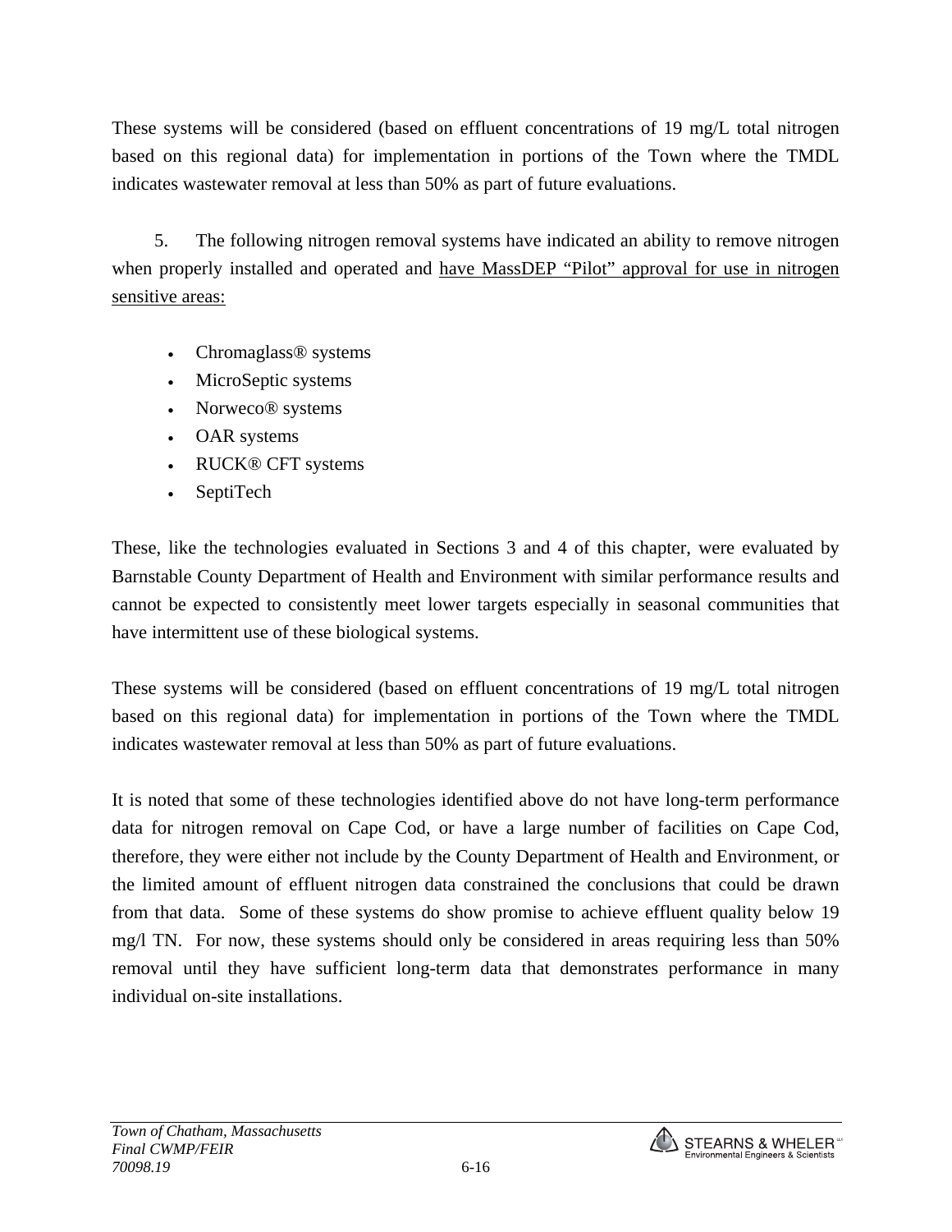These systems will be considered (based on effluent concentrations of 19 mg/L total nitrogen based on this regional data) for implementation in portions of the Town where the TMDL indicates wastewater removal at less than 50% as part of future evaluations.

5. The following nitrogen removal systems have indicated an ability to remove nitrogen when properly installed and operated and <u>have MassDEP "Pilot" approval for use in nitrogen sensitive areas:</u>

- Chromaglass® systems
- MicroSeptic systems
- Norweco® systems
- OAR systems
- RUCK® CFT systems
- SeptiTech

These, like the technologies evaluated in Sections 3 and 4 of this chapter, were evaluated by Barnstable County Department of Health and Environment with similar performance results and cannot be expected to consistently meet lower targets especially in seasonal communities that have intermittent use of these biological systems.

These systems will be considered (based on effluent concentrations of 19 mg/L total nitrogen based on this regional data) for implementation in portions of the Town where the TMDL indicates wastewater removal at less than 50% as part of future evaluations.

It is noted that some of these technologies identified above do not have long-term performance data for nitrogen removal on Cape Cod, or have a large number of facilities on Cape Cod, therefore, they were either not include by the County Department of Health and Environment, or the limited amount of effluent nitrogen data constrained the conclusions that could be drawn from that data. Some of these systems do show promise to achieve effluent quality below 19 mg/l TN. For now, these systems should only be considered in areas requiring less than 50% removal until they have sufficient long-term data that demonstrates performance in many individual on-site installations.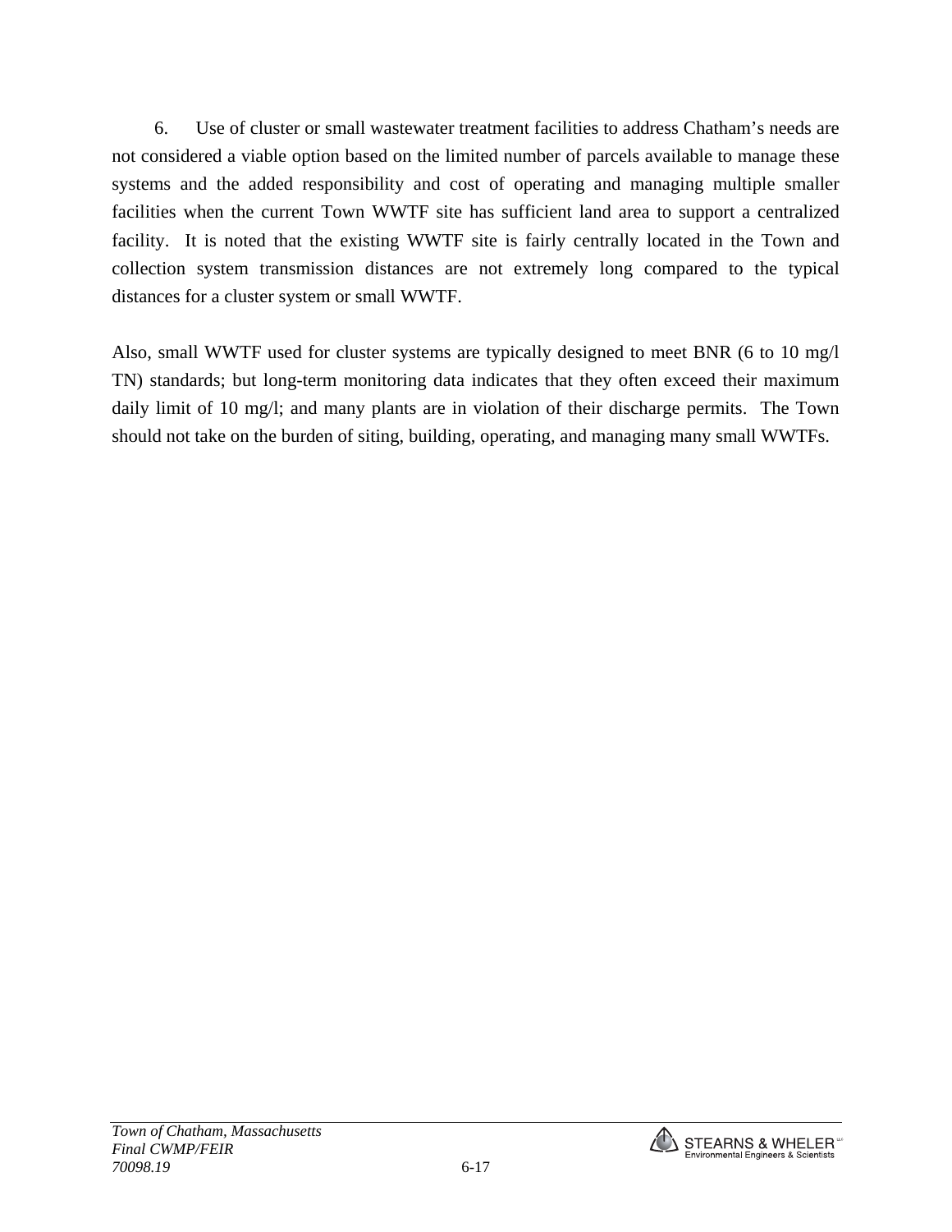6. Use of cluster or small wastewater treatment facilities to address Chatham's needs are not considered a viable option based on the limited number of parcels available to manage these systems and the added responsibility and cost of operating and managing multiple smaller facilities when the current Town WWTF site has sufficient land area to support a centralized facility. It is noted that the existing WWTF site is fairly centrally located in the Town and collection system transmission distances are not extremely long compared to the typical distances for a cluster system or small WWTF.

Also, small WWTF used for cluster systems are typically designed to meet BNR (6 to 10 mg/l TN) standards; but long-term monitoring data indicates that they often exceed their maximum daily limit of 10 mg/l; and many plants are in violation of their discharge permits. The Town should not take on the burden of siting, building, operating, and managing many small WWTFs.